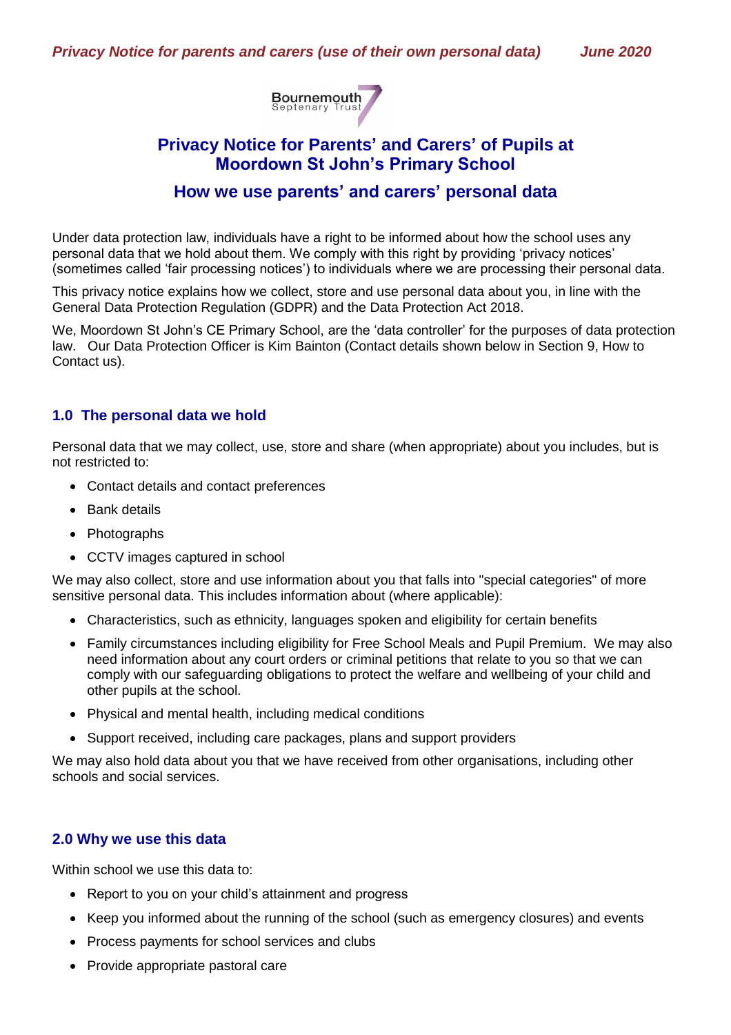*Privacy Notice for parents and carers (use of their own personal data)* *June 2020*

Bournemouth Septenary Trust

# Privacy Notice for Parents' and Carers' of Pupils at Moordown St John's Primary School

## How we use parents' and carers' personal data

Under data protection law, individuals have a right to be informed about how the school uses any personal data that we hold about them. We comply with this right by providing 'privacy notices' (sometimes called 'fair processing notices') to individuals where we are processing their personal data.

This privacy notice explains how we collect, store and use personal data about you, in line with the General Data Protection Regulation (GDPR) and the Data Protection Act 2018.

We, Moordown St John's CE Primary School, are the 'data controller' for the purposes of data protection law. Our Data Protection Officer is Kim Bainton (Contact details shown below in Section 9, How to Contact us).

### 1.0 The personal data we hold

Personal data that we may collect, use, store and share (when appropriate) about you includes, but is not restricted to:

- Contact details and contact preferences
- Bank details
- Photographs
- CCTV images captured in school

We may also collect, store and use information about you that falls into "special categories" of more sensitive personal data. This includes information about (where applicable):

- Characteristics, such as ethnicity, languages spoken and eligibility for certain benefits
- Family circumstances including eligibility for Free School Meals and Pupil Premium. We may also need information about any court orders or criminal petitions that relate to you so that we can comply with our safeguarding obligations to protect the welfare and wellbeing of your child and other pupils at the school.
- Physical and mental health, including medical conditions
- Support received, including care packages, plans and support providers

We may also hold data about you that we have received from other organisations, including other schools and social services.

### 2.0 Why we use this data

Within school we use this data to:

- Report to you on your child's attainment and progress
- Keep you informed about the running of the school (such as emergency closures) and events
- Process payments for school services and clubs
- Provide appropriate pastoral care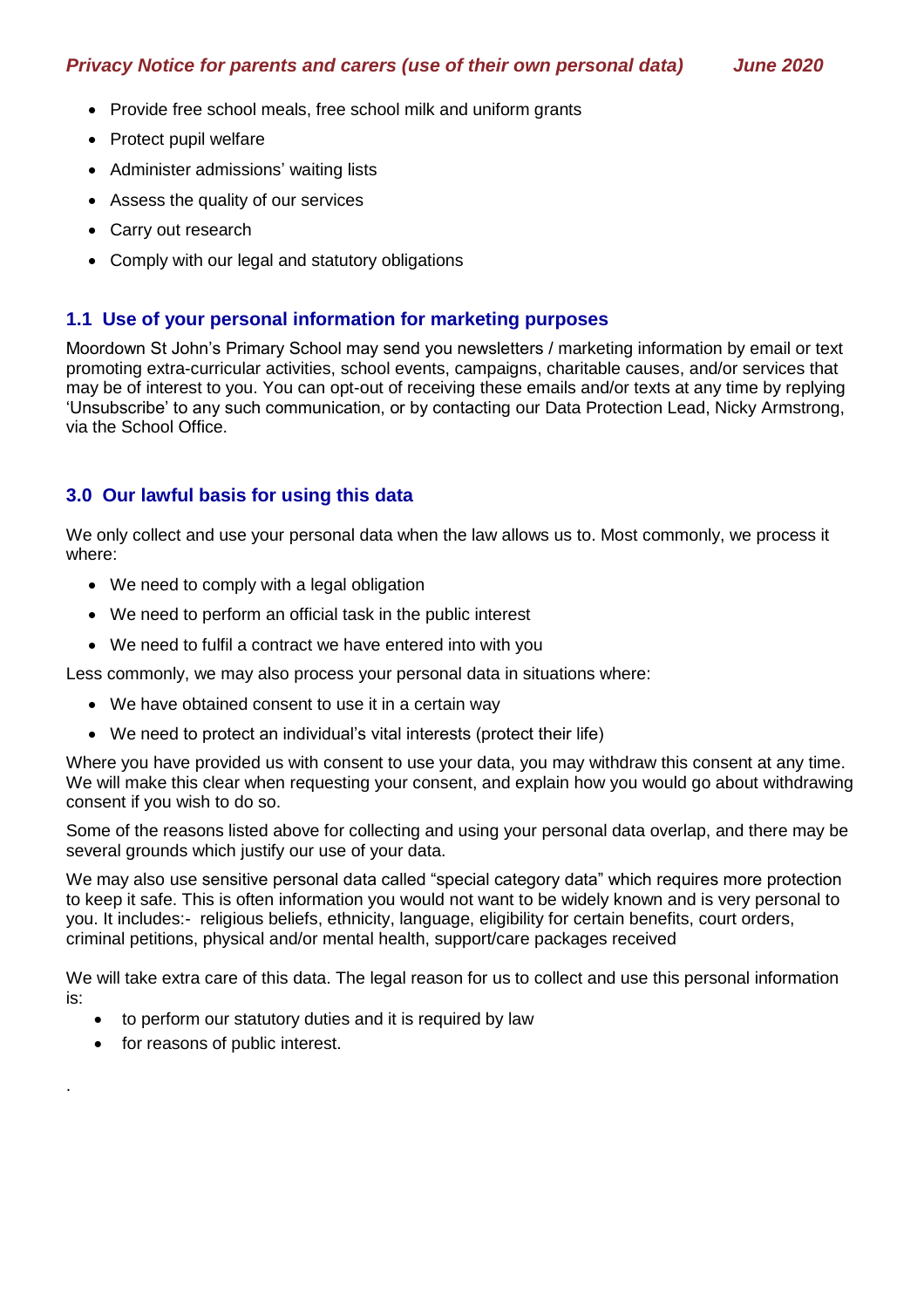- Provide free school meals, free school milk and uniform grants
- Protect pupil welfare
- Administer admissions' waiting lists
- Assess the quality of our services
- Carry out research
- Comply with our legal and statutory obligations

## 1.1 Use of your personal information for marketing purposes

Moordown St John's Primary School may send you newsletters / marketing information by email or text promoting extra-curricular activities, school events, campaigns, charitable causes, and/or services that may be of interest to you. You can opt-out of receiving these emails and/or texts at any time by replying 'Unsubscribe' to any such communication, or by contacting our Data Protection Lead, Nicky Armstrong, via the School Office.

## 3.0 Our lawful basis for using this data

We only collect and use your personal data when the law allows us to. Most commonly, we process it where:

- We need to comply with a legal obligation
- We need to perform an official task in the public interest
- We need to fulfil a contract we have entered into with you

Less commonly, we may also process your personal data in situations where:

- We have obtained consent to use it in a certain way
- We need to protect an individual's vital interests (protect their life)

Where you have provided us with consent to use your data, you may withdraw this consent at any time. We will make this clear when requesting your consent, and explain how you would go about withdrawing consent if you wish to do so.

Some of the reasons listed above for collecting and using your personal data overlap, and there may be several grounds which justify our use of your data.

We may also use sensitive personal data called "special category data" which requires more protection to keep it safe. This is often information you would not want to be widely known and is very personal to you. It includes:- religious beliefs, ethnicity, language, eligibility for certain benefits, court orders, criminal petitions, physical and/or mental health, support/care packages received

We will take extra care of this data. The legal reason for us to collect and use this personal information is:

- to perform our statutory duties and it is required by law
- for reasons of public interest.

.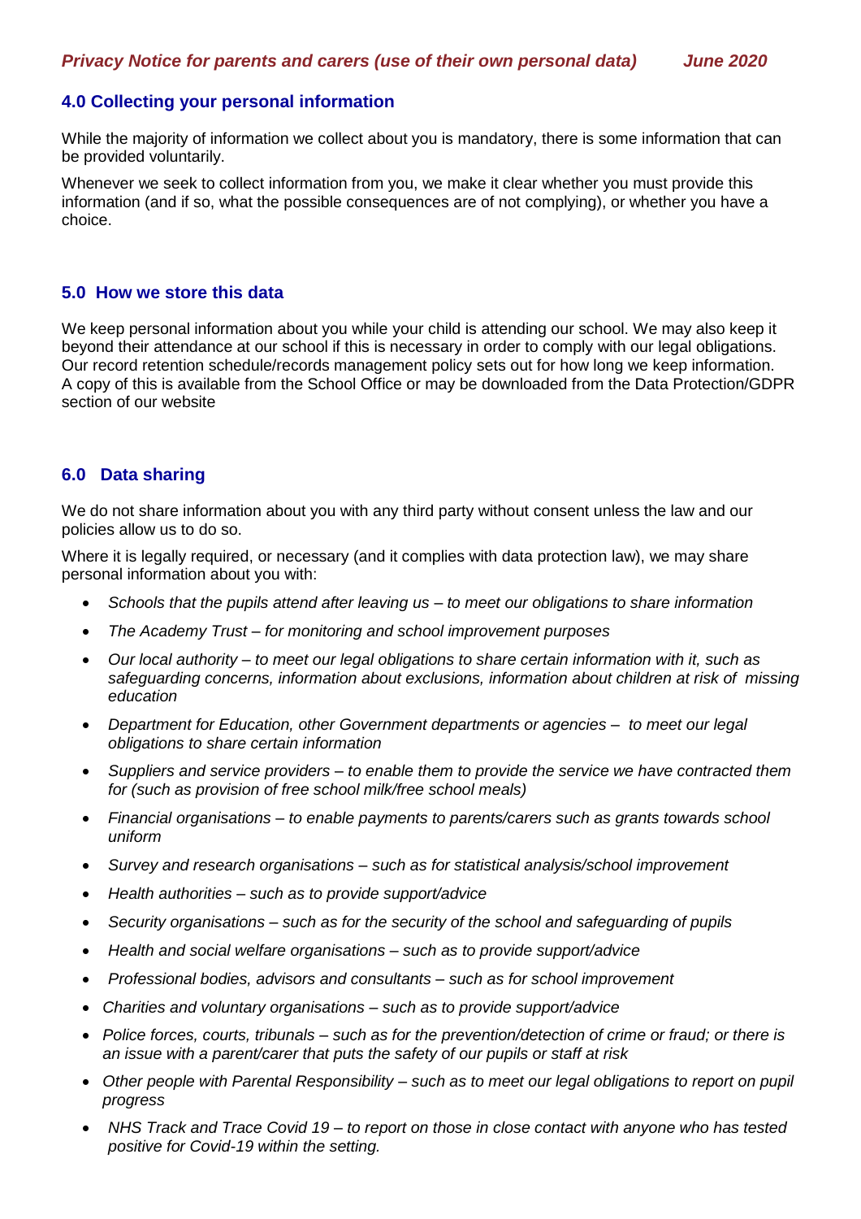## 4.0 Collecting your personal information

While the majority of information we collect about you is mandatory, there is some information that can be provided voluntarily.

Whenever we seek to collect information from you, we make it clear whether you must provide this information (and if so, what the possible consequences are of not complying), or whether you have a choice.

## 5.0 How we store this data

We keep personal information about you while your child is attending our school. We may also keep it beyond their attendance at our school if this is necessary in order to comply with our legal obligations. Our record retention schedule/records management policy sets out for how long we keep information. A copy of this is available from the School Office or may be downloaded from the Data Protection/GDPR section of our website

## 6.0 Data sharing

We do not share information about you with any third party without consent unless the law and our policies allow us to do so.

Where it is legally required, or necessary (and it complies with data protection law), we may share personal information about you with:

- *Schools that the pupils attend after leaving us – to meet our obligations to share information*
- *The Academy Trust – for monitoring and school improvement purposes*
- *Our local authority – to meet our legal obligations to share certain information with it, such as safeguarding concerns, information about exclusions, information about children at risk of missing education*
- *Department for Education, other Government departments or agencies – to meet our legal obligations to share certain information*
- *Suppliers and service providers – to enable them to provide the service we have contracted them for (such as provision of free school milk/free school meals)*
- *Financial organisations – to enable payments to parents/carers such as grants towards school uniform*
- *Survey and research organisations – such as for statistical analysis/school improvement*
- *Health authorities – such as to provide support/advice*
- *Security organisations – such as for the security of the school and safeguarding of pupils*
- *Health and social welfare organisations – such as to provide support/advice*
- *Professional bodies, advisors and consultants – such as for school improvement*
- *Charities and voluntary organisations – such as to provide support/advice*
- *Police forces, courts, tribunals – such as for the prevention/detection of crime or fraud; or there is an issue with a parent/carer that puts the safety of our pupils or staff at risk*
- *Other people with Parental Responsibility – such as to meet our legal obligations to report on pupil progress*
- *NHS Track and Trace Covid 19 – to report on those in close contact with anyone who has tested positive for Covid-19 within the setting.*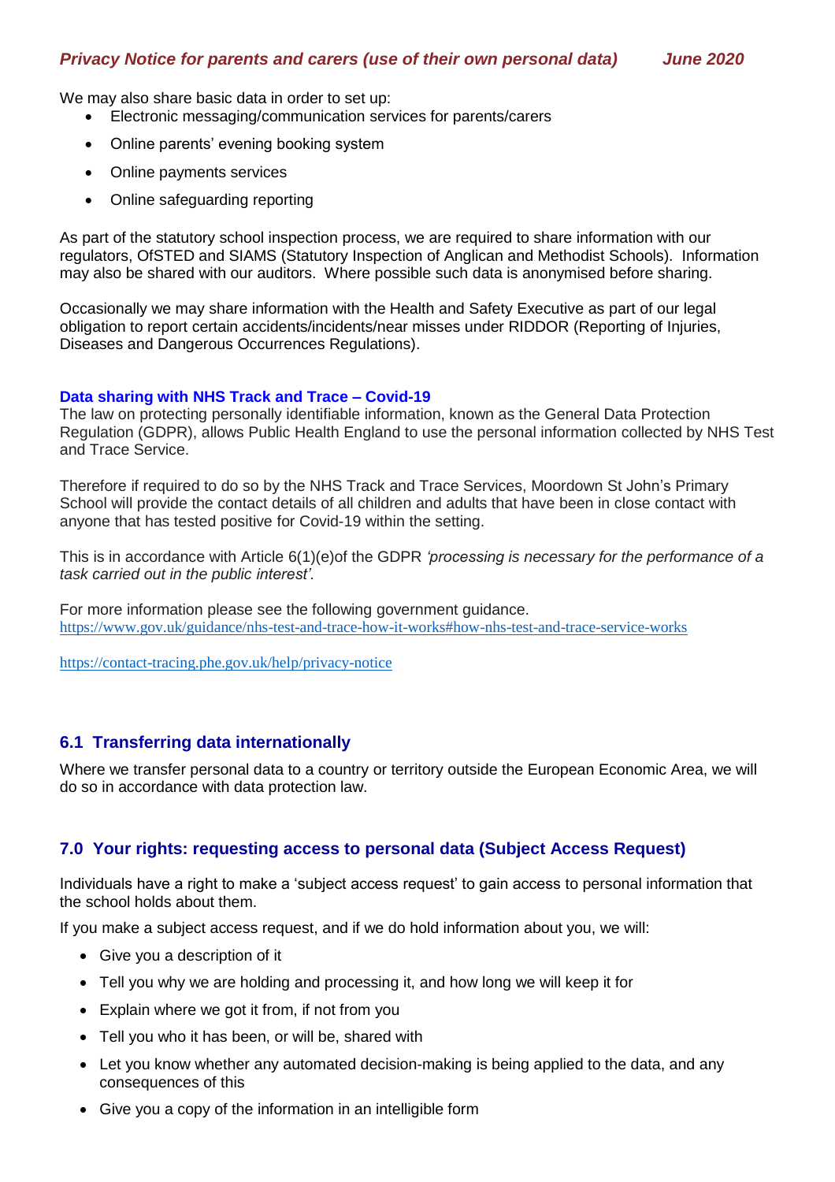We may also share basic data in order to set up:

- Electronic messaging/communication services for parents/carers
- Online parents' evening booking system
- Online payments services
- Online safeguarding reporting

As part of the statutory school inspection process, we are required to share information with our regulators, OfSTED and SIAMS (Statutory Inspection of Anglican and Methodist Schools). Information may also be shared with our auditors. Where possible such data is anonymised before sharing.

Occasionally we may share information with the Health and Safety Executive as part of our legal obligation to report certain accidents/incidents/near misses under RIDDOR (Reporting of Injuries, Diseases and Dangerous Occurrences Regulations).

**Data sharing with NHS Track and Trace – Covid-19**

The law on protecting personally identifiable information, known as the General Data Protection Regulation (GDPR), allows Public Health England to use the personal information collected by NHS Test and Trace Service.

Therefore if required to do so by the NHS Track and Trace Services, Moordown St John's Primary School will provide the contact details of all children and adults that have been in close contact with anyone that has tested positive for Covid-19 within the setting.

This is in accordance with Article 6(1)(e)of the GDPR *'processing is necessary for the performance of a task carried out in the public interest'.*

For more information please see the following government guidance.
https://www.gov.uk/guidance/nhs-test-and-trace-how-it-works#how-nhs-test-and-trace-service-works

https://contact-tracing.phe.gov.uk/help/privacy-notice

## 6.1 Transferring data internationally

Where we transfer personal data to a country or territory outside the European Economic Area, we will do so in accordance with data protection law.

## 7.0 Your rights: requesting access to personal data (Subject Access Request)

Individuals have a right to make a 'subject access request' to gain access to personal information that the school holds about them.

If you make a subject access request, and if we do hold information about you, we will:

- Give you a description of it
- Tell you why we are holding and processing it, and how long we will keep it for
- Explain where we got it from, if not from you
- Tell you who it has been, or will be, shared with
- Let you know whether any automated decision-making is being applied to the data, and any consequences of this
- Give you a copy of the information in an intelligible form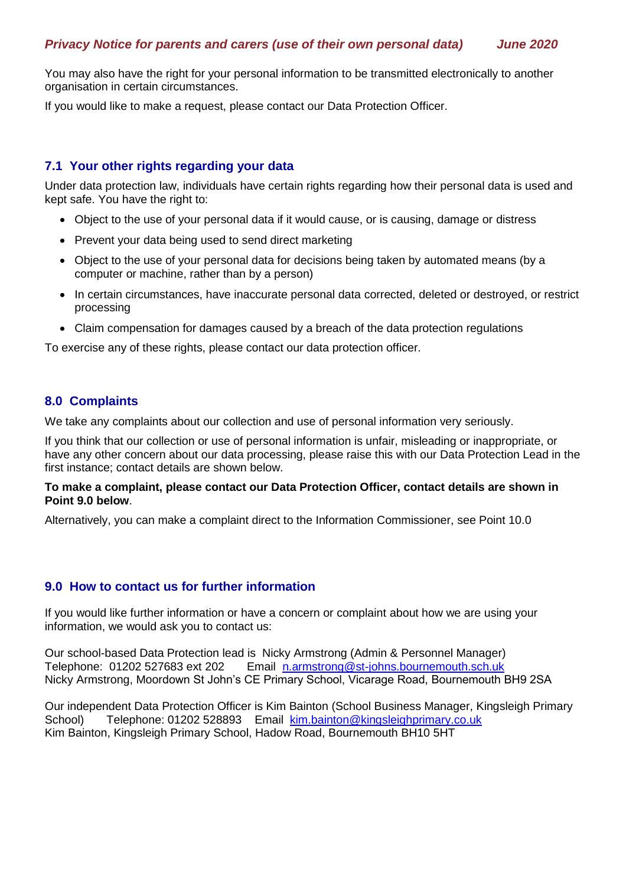You may also have the right for your personal information to be transmitted electronically to another organisation in certain circumstances.

If you would like to make a request, please contact our Data Protection Officer.

## 7.1 Your other rights regarding your data

Under data protection law, individuals have certain rights regarding how their personal data is used and kept safe. You have the right to:

- Object to the use of your personal data if it would cause, or is causing, damage or distress
- Prevent your data being used to send direct marketing
- Object to the use of your personal data for decisions being taken by automated means (by a computer or machine, rather than by a person)
- In certain circumstances, have inaccurate personal data corrected, deleted or destroyed, or restrict processing
- Claim compensation for damages caused by a breach of the data protection regulations

To exercise any of these rights, please contact our data protection officer.

## 8.0 Complaints

We take any complaints about our collection and use of personal information very seriously.

If you think that our collection or use of personal information is unfair, misleading or inappropriate, or have any other concern about our data processing, please raise this with our Data Protection Lead in the first instance; contact details are shown below.

**To make a complaint, please contact our Data Protection Officer, contact details are shown in Point 9.0 below**.

Alternatively, you can make a complaint direct to the Information Commissioner, see Point 10.0

## 9.0 How to contact us for further information

If you would like further information or have a concern or complaint about how we are using your information, we would ask you to contact us:

Our school-based Data Protection lead is Nicky Armstrong (Admin & Personnel Manager)
Telephone: 01202 527683 ext 202 Email [n.armstrong@st-johns.bournemouth.sch.uk](mailto:n.armstrong@st-johns.bournemouth.sch.uk)
Nicky Armstrong, Moordown St John's CE Primary School, Vicarage Road, Bournemouth BH9 2SA

Our independent Data Protection Officer is Kim Bainton (School Business Manager, Kingsleigh Primary School) Telephone: 01202 528893 Email [kim.bainton@kingsleighprimary.co.uk](mailto:kim.bainton@kingsleighprimary.co.uk)
Kim Bainton, Kingsleigh Primary School, Hadow Road, Bournemouth BH10 5HT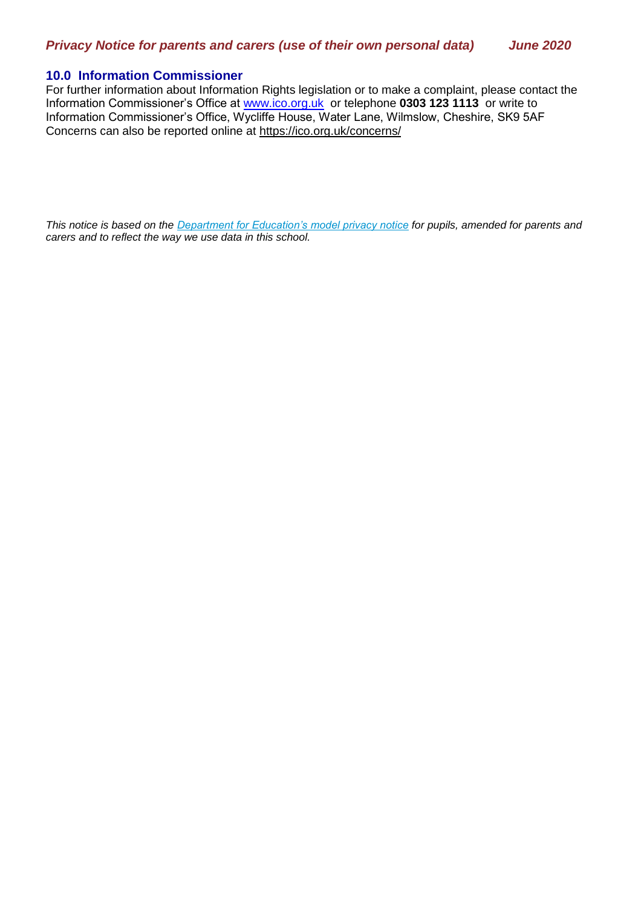## 10.0 Information Commissioner

For further information about Information Rights legislation or to make a complaint, please contact the Information Commissioner's Office at www.ico.org.uk or telephone **0303 123 1113** or write to Information Commissioner's Office, Wycliffe House, Water Lane, Wilmslow, Cheshire, SK9 5AF
Concerns can also be reported online at https://ico.org.uk/concerns/

*This notice is based on the Department for Education's model privacy notice for pupils, amended for parents and carers and to reflect the way we use data in this school.*